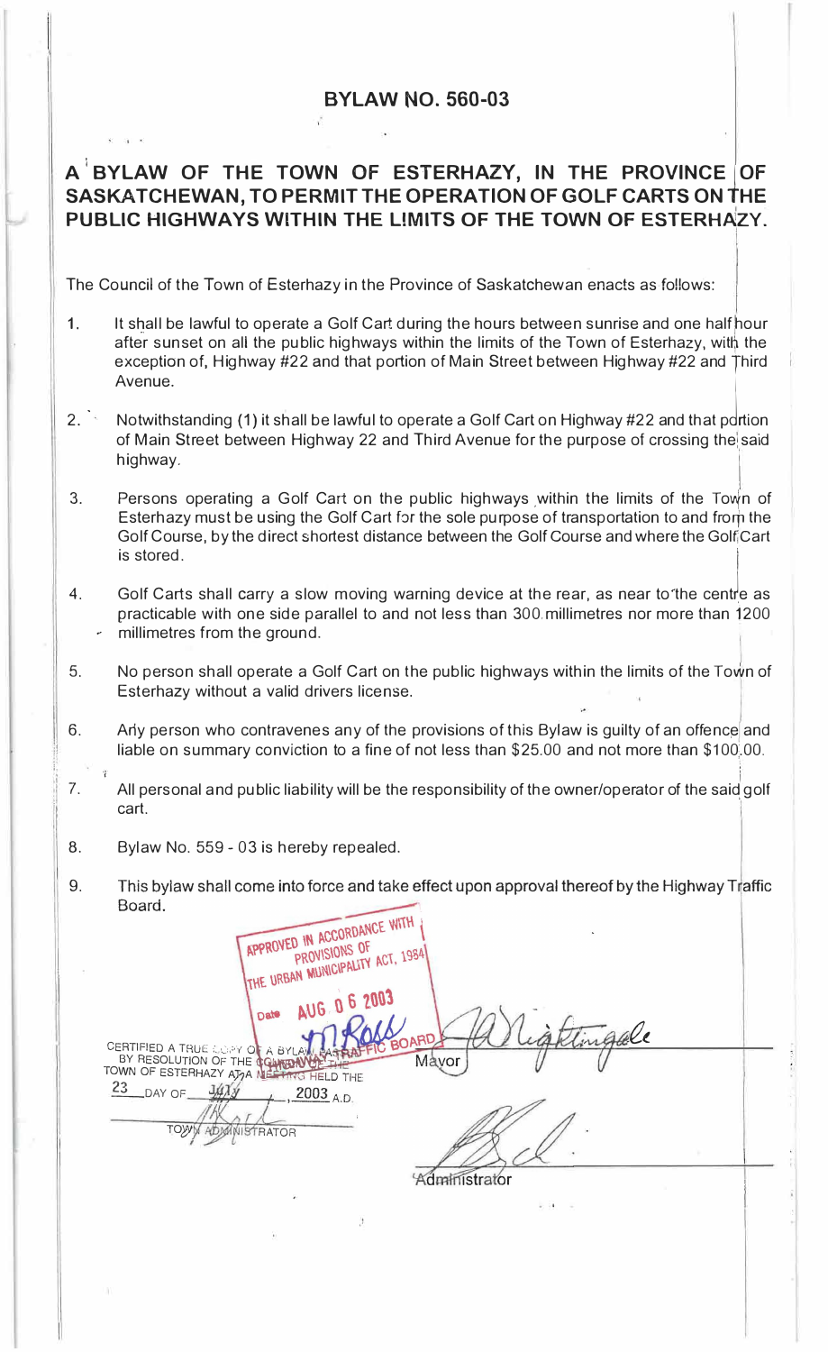# BYLAW NO. 560-03

## A BYLAW OF THE TOWN OF ESTERHAZY, IN THE PROVINCE OF SASKATCHEWAN, TO PERMIT THE OPERATION OF GOLF CARTS ON THE PUBLIC HIGHWAYS WITHIN THE LIMITS OF THE TOWN OF ESTERHAZY.

The Council of the Town of Esterhazy in the Province of Saskatchewan enacts as follows:

1. It shall be lawful to operate a Golf Cart during the hours between sunrise and one half hour after sunset on all the public highways within the limits of the Town of Esterhazy, with the exception of, Highway #22 and that portion of Main Street between Highway #22 and Third Avenue.

2. Notwithstanding (1) it shall be lawful to operate a Golf Cart on Highway #22 and that portion of Main Street between Highway 22 and Third Avenue for the purpose of crossing the said highway.

3. Persons operating a Golf Cart on the public highways within the limits of the Town of Esterhazy must be using the Golf Cart for the sole purpose of transportation to and from the Golf Course, by the direct shortest distance between the Golf Course and where the Golf Cart is stored.

4. Golf Carts shall carry a slow moving warning device at the rear, as near to the centre as practicable with one side parallel to and not less than 300 millimetres nor more than 1200 millimetres from the ground.

5. No person shall operate a Golf Cart on the public highways within the limits of the Town of Esterhazy without a valid drivers license.

6. Any person who contravenes any of the provisions of this Bylaw is guilty of an offence and liable on summary conviction to a fine of not less than $25.00 and not more than $100.00.

7. All personal and public liability will be the responsibility of the owner/operator of the said golf cart.

8. Bylaw No. 559 - 03 is hereby repealed.

9. This bylaw shall come into force and take effect upon approval thereof by the Highway Traffic Board.

APPROVED IN ACCORDANCE WITH PROVISIONS OF THE URBAN MUNICIPALITY ACT, 1984

Date AUG 06 2003

HIGHWAY TRAFFIC BOARD

CERTIFIED A TRUE COPY OF A BYLAW PASSED BY RESOLUTION OF THE COUNCIL OF THE TOWN OF ESTERHAZY AT A MEETING HELD THE 23 DAY OF July, 2003 A.D.

TOWN ADMINISTRATOR

Mayor

Administrator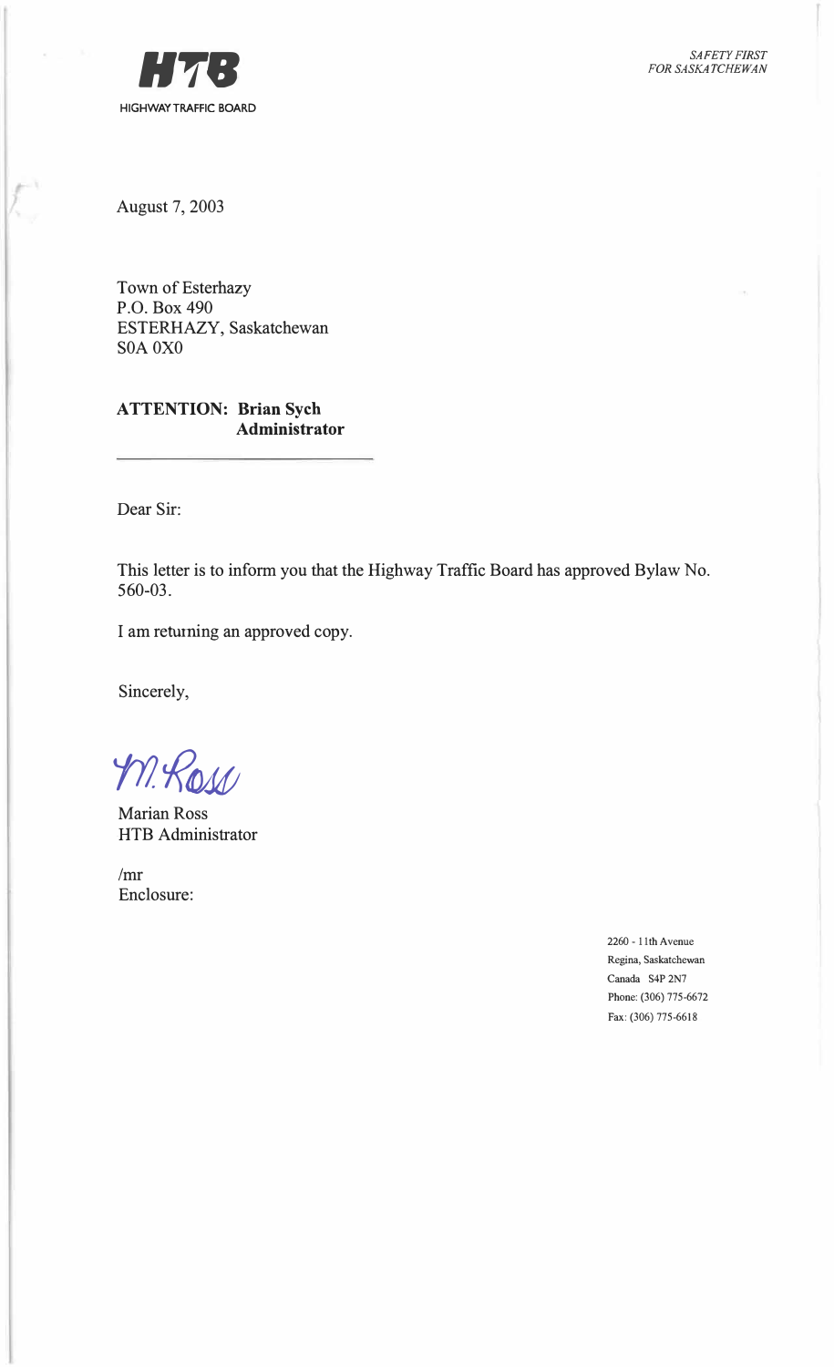**HTB**

HIGHWAY TRAFFIC BOARD

*SAFETY FIRST*
*FOR SASKATCHEWAN*

August 7, 2003

Town of Esterhazy
P.O. Box 490
ESTERHAZY, Saskatchewan
S0A 0X0

**ATTENTION: Brian Sych**
**Administrator**

Dear Sir:

This letter is to inform you that the Highway Traffic Board has approved Bylaw No. 560-03.

I am returning an approved copy.

Sincerely,

M. Ross

Marian Ross
HTB Administrator

/mr
Enclosure:

2260 - 11th Avenue
Regina, Saskatchewan
Canada S4P 2N7
Phone: (306) 775-6672
Fax: (306) 775-6618